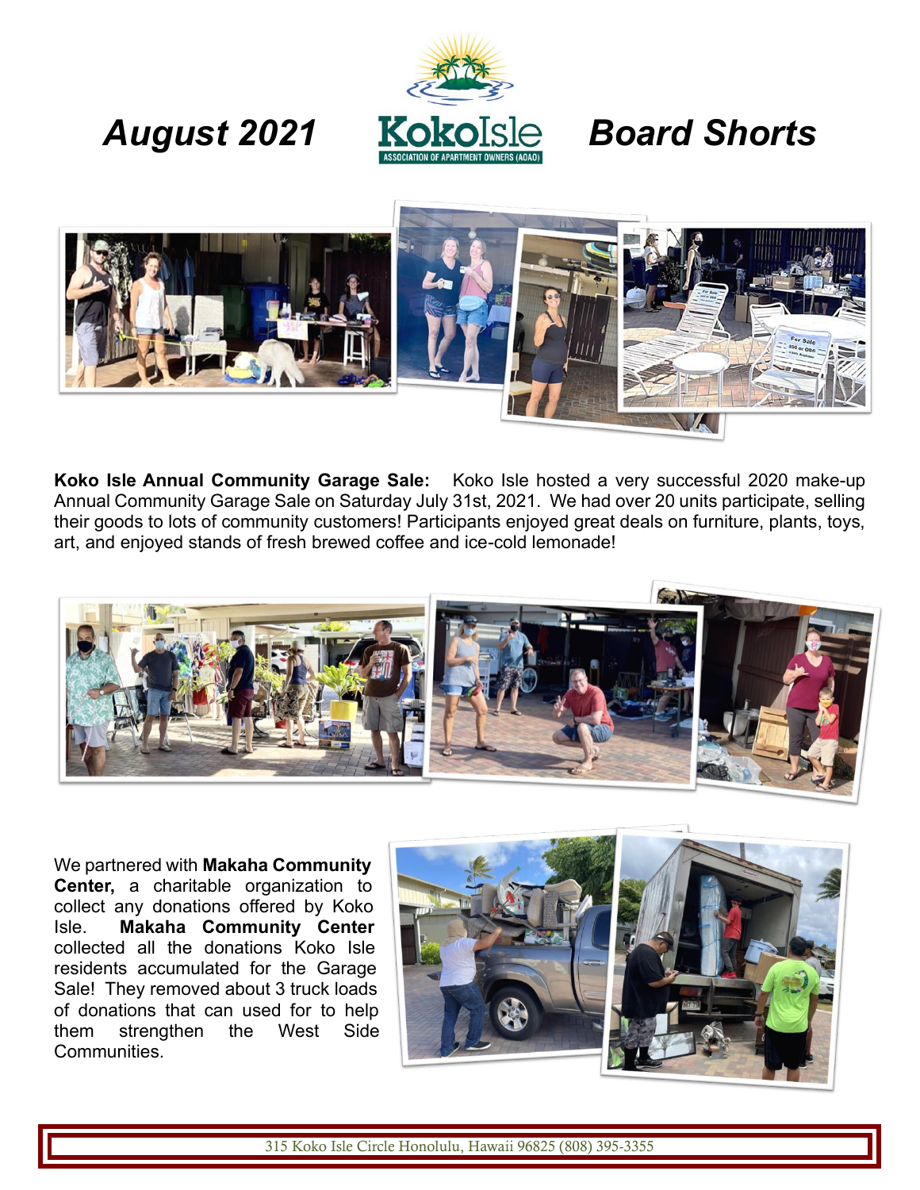# *August 2021* *Board Shorts*

KokoIsle

ASSOCIATION OF APARTMENT OWNERS (AOAO)

**Koko Isle Annual Community Garage Sale:** Koko Isle hosted a very successful 2020 make-up Annual Community Garage Sale on Saturday July 31st, 2021. We had over 20 units participate, selling their goods to lots of community customers! Participants enjoyed great deals on furniture, plants, toys, art, and enjoyed stands of fresh brewed coffee and ice-cold lemonade!

We partnered with **Makaha Community Center,** a charitable organization to collect any donations offered by Koko Isle. **Makaha Community Center** collected all the donations Koko Isle residents accumulated for the Garage Sale! They removed about 3 truck loads of donations that can used for to help them strengthen the West Side Communities.

315 Koko Isle Circle Honolulu, Hawaii 96825 (808) 395-3355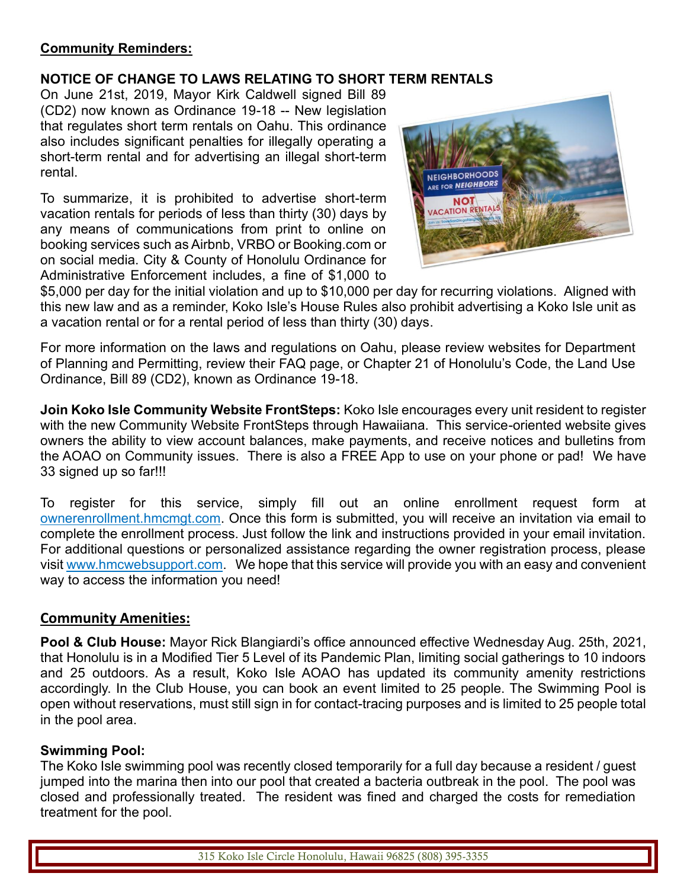**Community Reminders:**

**NOTICE OF CHANGE TO LAWS RELATING TO SHORT TERM RENTALS**

On June 21st, 2019, Mayor Kirk Caldwell signed Bill 89 (CD2) now known as Ordinance 19-18 -- New legislation that regulates short term rentals on Oahu. This ordinance also includes significant penalties for illegally operating a short-term rental and for advertising an illegal short-term rental.

To summarize, it is prohibited to advertise short-term vacation rentals for periods of less than thirty (30) days by any means of communications from print to online on booking services such as Airbnb, VRBO or Booking.com or on social media. City & County of Honolulu Ordinance for Administrative Enforcement includes, a fine of $1,000 to $5,000 per day for the initial violation and up to $10,000 per day for recurring violations. Aligned with this new law and as a reminder, Koko Isle's House Rules also prohibit advertising a Koko Isle unit as a vacation rental or for a rental period of less than thirty (30) days.

For more information on the laws and regulations on Oahu, please review websites for Department of Planning and Permitting, review their FAQ page, or Chapter 21 of Honolulu's Code, the Land Use Ordinance, Bill 89 (CD2), known as Ordinance 19-18.

**Join Koko Isle Community Website FrontSteps:** Koko Isle encourages every unit resident to register with the new Community Website FrontSteps through Hawaiiana. This service-oriented website gives owners the ability to view account balances, make payments, and receive notices and bulletins from the AOAO on Community issues. There is also a FREE App to use on your phone or pad! We have 33 signed up so far!!!

To register for this service, simply fill out an online enrollment request form at ownerenrollment.hmcmgt.com. Once this form is submitted, you will receive an invitation via email to complete the enrollment process. Just follow the link and instructions provided in your email invitation. For additional questions or personalized assistance regarding the owner registration process, please visit www.hmcwebsupport.com. We hope that this service will provide you with an easy and convenient way to access the information you need!

**Community Amenities:**

**Pool & Club House:** Mayor Rick Blangiardi's office announced effective Wednesday Aug. 25th, 2021, that Honolulu is in a Modified Tier 5 Level of its Pandemic Plan, limiting social gatherings to 10 indoors and 25 outdoors. As a result, Koko Isle AOAO has updated its community amenity restrictions accordingly. In the Club House, you can book an event limited to 25 people. The Swimming Pool is open without reservations, must still sign in for contact-tracing purposes and is limited to 25 people total in the pool area.

**Swimming Pool:**

The Koko Isle swimming pool was recently closed temporarily for a full day because a resident / guest jumped into the marina then into our pool that created a bacteria outbreak in the pool. The pool was closed and professionally treated. The resident was fined and charged the costs for remediation treatment for the pool.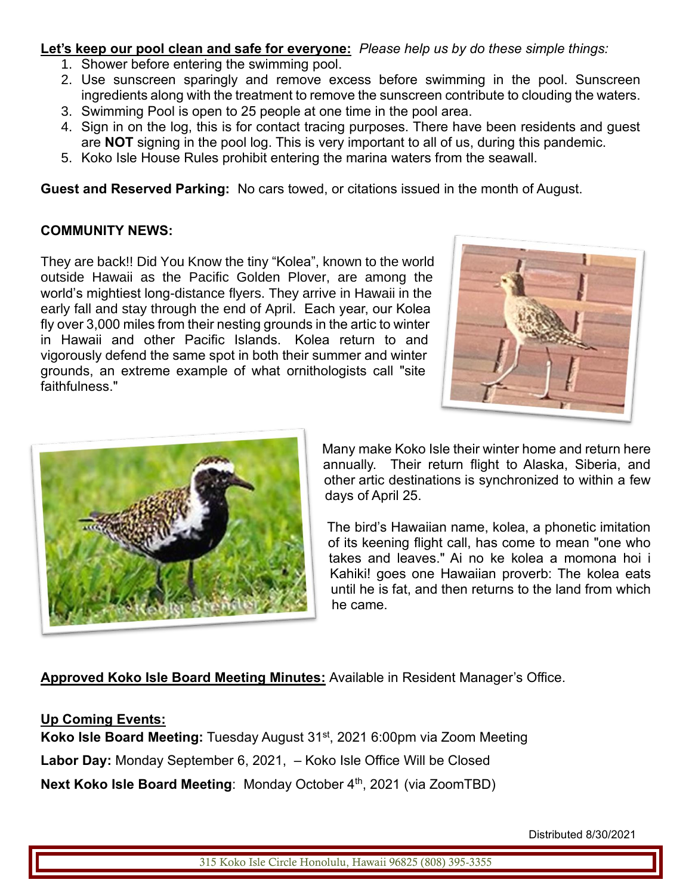**Let's keep our pool clean and safe for everyone:** *Please help us by do these simple things:*

1. Shower before entering the swimming pool.
2. Use sunscreen sparingly and remove excess before swimming in the pool. Sunscreen ingredients along with the treatment to remove the sunscreen contribute to clouding the waters.
3. Swimming Pool is open to 25 people at one time in the pool area.
4. Sign in on the log, this is for contact tracing purposes. There have been residents and guest are **NOT** signing in the pool log. This is very important to all of us, during this pandemic.
5. Koko Isle House Rules prohibit entering the marina waters from the seawall.

**Guest and Reserved Parking:** No cars towed, or citations issued in the month of August.

**COMMUNITY NEWS:**

They are back!! Did You Know the tiny "Kolea", known to the world outside Hawaii as the Pacific Golden Plover, are among the world's mightiest long-distance flyers. They arrive in Hawaii in the early fall and stay through the end of April. Each year, our Kolea fly over 3,000 miles from their nesting grounds in the artic to winter in Hawaii and other Pacific Islands. Kolea return to and vigorously defend the same spot in both their summer and winter grounds, an extreme example of what ornithologists call "site faithfulness."

Many make Koko Isle their winter home and return here annually. Their return flight to Alaska, Siberia, and other artic destinations is synchronized to within a few days of April 25.

The bird's Hawaiian name, kolea, a phonetic imitation of its keening flight call, has come to mean "one who takes and leaves." Ai no ke kolea a momona hoi i Kahiki! goes one Hawaiian proverb: The kolea eats until he is fat, and then returns to the land from which he came.

**Approved Koko Isle Board Meeting Minutes:** Available in Resident Manager's Office.

**Up Coming Events:**

**Koko Isle Board Meeting:** Tuesday August 31st, 2021 6:00pm via Zoom Meeting

**Labor Day:** Monday September 6, 2021, – Koko Isle Office Will be Closed

**Next Koko Isle Board Meeting**: Monday October 4th, 2021 (via ZoomTBD)

Distributed 8/30/2021

315 Koko Isle Circle Honolulu, Hawaii 96825 (808) 395-3355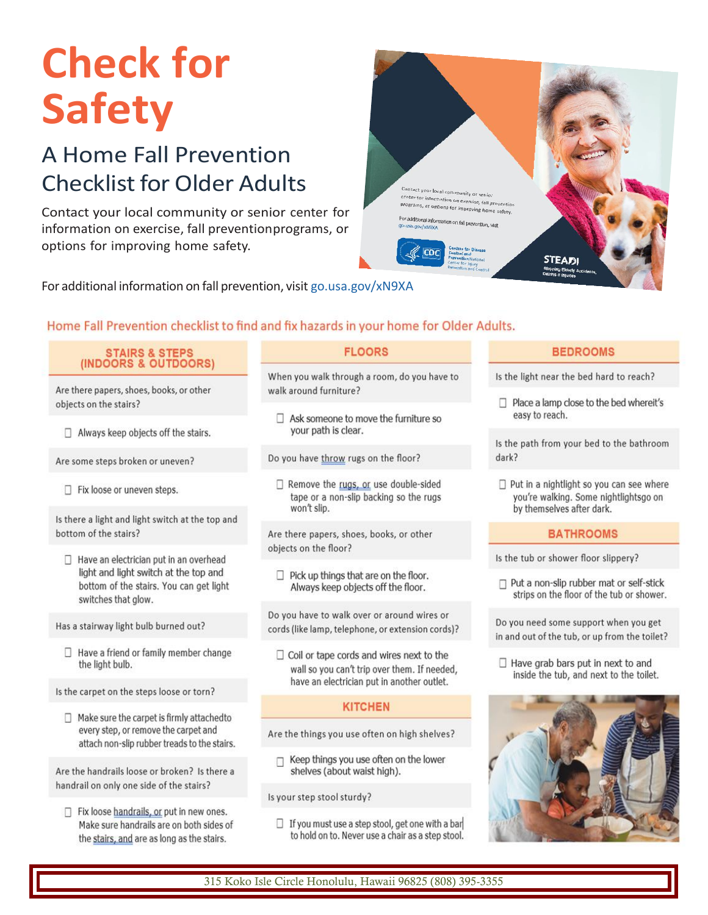# Check for Safety

## A Home Fall Prevention Checklist for Older Adults

Contact your local community or senior center for information on exercise, fall preventionprograms, or options for improving home safety.

For additional information on fall prevention, visit go.usa.gov/xN9XA

### Home Fall Prevention checklist to find and fix hazards in your home for Older Adults.

#### STAIRS & STEPS (INDOORS & OUTDOORS)

Are there papers, shoes, books, or other objects on the stairs?

- ☐ Always keep objects off the stairs.

Are some steps broken or uneven?

- ☐ Fix loose or uneven steps.

Is there a light and light switch at the top and bottom of the stairs?

- ☐ Have an electrician put in an overhead light and light switch at the top and bottom of the stairs. You can get light switches that glow.

Has a stairway light bulb burned out?

- ☐ Have a friend or family member change the light bulb.

Is the carpet on the steps loose or torn?

- ☐ Make sure the carpet is firmly attachedto every step, or remove the carpet and attach non-slip rubber treads to the stairs.

Are the handrails loose or broken? Is there a handrail on only one side of the stairs?

- ☐ Fix loose handrails, or put in new ones. Make sure handrails are on both sides of the stairs, and are as long as the stairs.

#### FLOORS

When you walk through a room, do you have to walk around furniture?

- ☐ Ask someone to move the furniture so your path is clear.

Do you have throw rugs on the floor?

- ☐ Remove the rugs, or use double-sided tape or a non-slip backing so the rugs won't slip.

Are there papers, shoes, books, or other objects on the floor?

- ☐ Pick up things that are on the floor. Always keep objects off the floor.

Do you have to walk over or around wires or cords (like lamp, telephone, or extension cords)?

- ☐ Coil or tape cords and wires next to the wall so you can't trip over them. If needed, have an electrician put in another outlet.

#### KITCHEN

Are the things you use often on high shelves?

- ☐ Keep things you use often on the lower shelves (about waist high).

Is your step stool sturdy?

- ☐ If you must use a step stool, get one with a bar to hold on to. Never use a chair as a step stool.

#### BEDROOMS

Is the light near the bed hard to reach?

- ☐ Place a lamp close to the bed whereit's easy to reach.

Is the path from your bed to the bathroom dark?

- ☐ Put in a nightlight so you can see where you're walking. Some nightlightsgo on by themselves after dark.

#### BATHROOMS

Is the tub or shower floor slippery?

- ☐ Put a non-slip rubber mat or self-stick strips on the floor of the tub or shower.

Do you need some support when you get in and out of the tub, or up from the toilet?

- ☐ Have grab bars put in next to and inside the tub, and next to the toilet.

315 Koko Isle Circle Honolulu, Hawaii 96825 (808) 395-3355